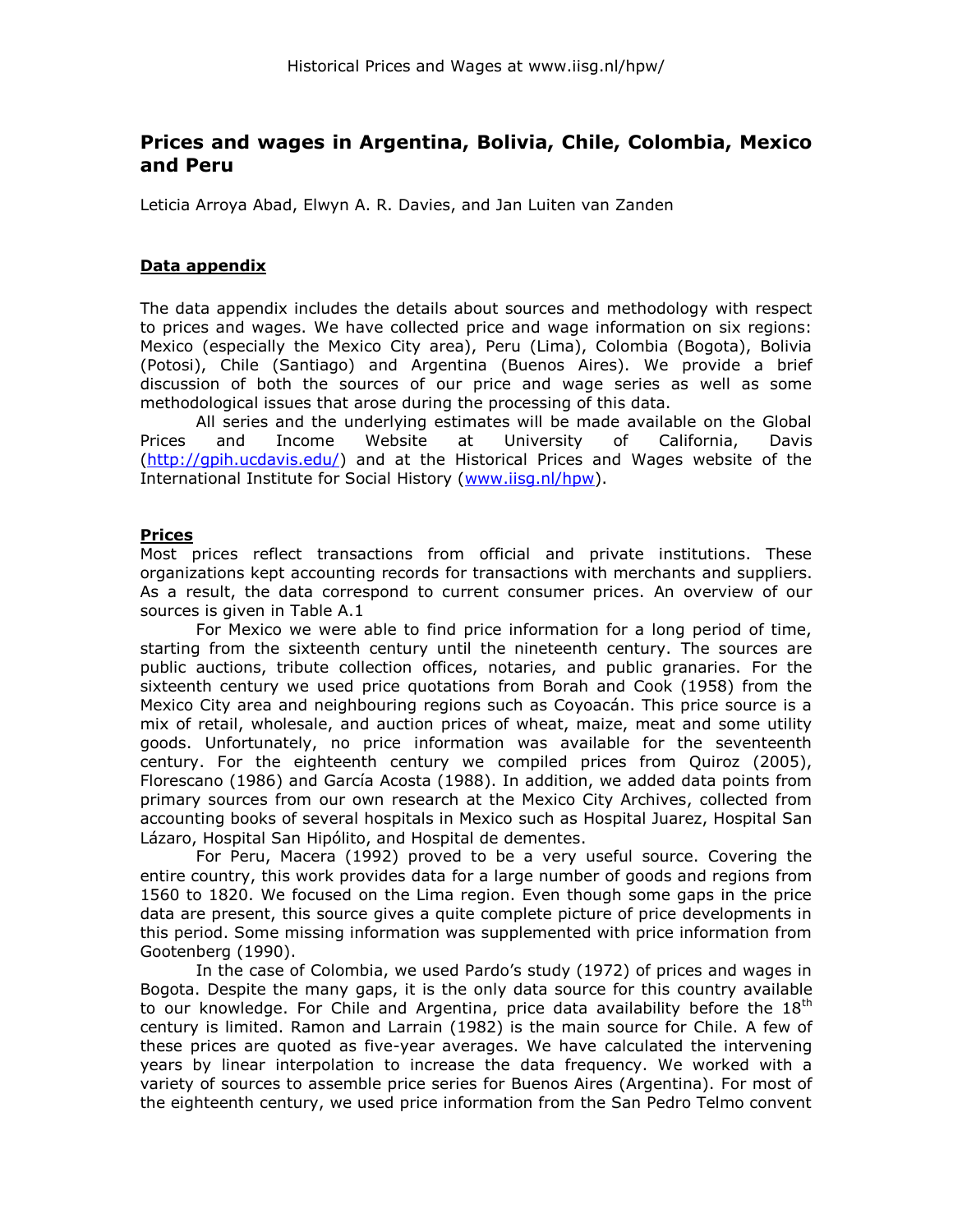# Prices and wages in Argentina, Bolivia, Chile, Colombia, Mexico and Peru

Leticia Arroya Abad, Elwyn A. R. Davies, and Jan Luiten van Zanden

## Data appendix

The data appendix includes the details about sources and methodology with respect to prices and wages. We have collected price and wage information on six regions: Mexico (especially the Mexico City area), Peru (Lima), Colombia (Bogota), Bolivia (Potosi), Chile (Santiago) and Argentina (Buenos Aires). We provide a brief discussion of both the sources of our price and wage series as well as some methodological issues that arose during the processing of this data.

All series and the underlying estimates will be made available on the Global Prices and Income Website at University of California, Davis (http://gpih.ucdavis.edu/) and at the Historical Prices and Wages website of the International Institute for Social History (www.iisg.nl/hpw).

## Prices

Most prices reflect transactions from official and private institutions. These organizations kept accounting records for transactions with merchants and suppliers. As a result, the data correspond to current consumer prices. An overview of our sources is given in Table A.1

For Mexico we were able to find price information for a long period of time, starting from the sixteenth century until the nineteenth century. The sources are public auctions, tribute collection offices, notaries, and public granaries. For the sixteenth century we used price quotations from Borah and Cook (1958) from the Mexico City area and neighbouring regions such as Coyoacán. This price source is a mix of retail, wholesale, and auction prices of wheat, maize, meat and some utility goods. Unfortunately, no price information was available for the seventeenth century. For the eighteenth century we compiled prices from Quiroz (2005), Florescano (1986) and García Acosta (1988). In addition, we added data points from primary sources from our own research at the Mexico City Archives, collected from accounting books of several hospitals in Mexico such as Hospital Juarez, Hospital San Lázaro, Hospital San Hipólito, and Hospital de dementes.

For Peru, Macera (1992) proved to be a very useful source. Covering the entire country, this work provides data for a large number of goods and regions from 1560 to 1820. We focused on the Lima region. Even though some gaps in the price data are present, this source gives a quite complete picture of price developments in this period. Some missing information was supplemented with price information from Gootenberg (1990).

In the case of Colombia, we used Pardo's study (1972) of prices and wages in Bogota. Despite the many gaps, it is the only data source for this country available to our knowledge. For Chile and Argentina, price data availability before the 18th century is limited. Ramon and Larrain (1982) is the main source for Chile. A few of these prices are quoted as five-year averages. We have calculated the intervening years by linear interpolation to increase the data frequency. We worked with a variety of sources to assemble price series for Buenos Aires (Argentina). For most of the eighteenth century, we used price information from the San Pedro Telmo convent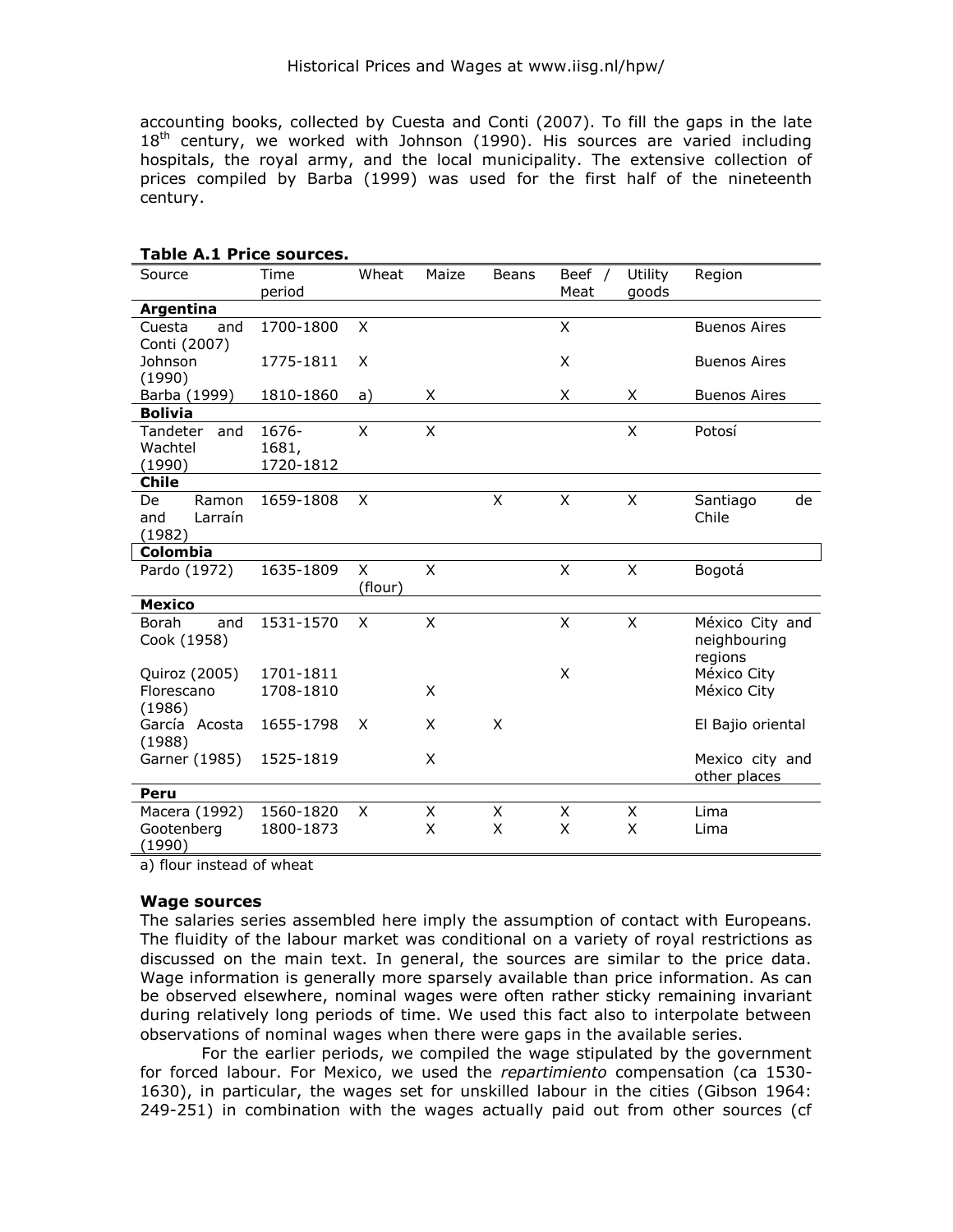accounting books, collected by Cuesta and Conti (2007). To fill the gaps in the late 18th century, we worked with Johnson (1990). His sources are varied including hospitals, the royal army, and the local municipality. The extensive collection of prices compiled by Barba (1999) was used for the first half of the nineteenth century.

**Table A.1 Price sources.**

| Source | Time period | Wheat | Maize | Beans | Beef / Meat | Utility goods | Region |
|---|---|---|---|---|---|---|---|
| **Argentina** | | | | | | | |
| Cuesta and Conti (2007) | 1700-1800 | X | | | X | | Buenos Aires |
| Johnson (1990) | 1775-1811 | X | | | X | | Buenos Aires |
| Barba (1999) | 1810-1860 | a) | X | | X | X | Buenos Aires |
| **Bolivia** | | | | | | | |
| Tandeter and Wachtel (1990) | 1676-1681, 1720-1812 | X | X | | | X | Potosí |
| **Chile** | | | | | | | |
| De Ramon and Larraín (1982) | 1659-1808 | X | | X | X | X | Santiago de Chile |
| **Colombia** | | | | | | | |
| Pardo (1972) | 1635-1809 | X (flour) | X | | X | X | Bogotá |
| **Mexico** | | | | | | | |
| Borah and Cook (1958) | 1531-1570 | X | X | | X | X | México City and neighbouring regions |
| Quiroz (2005) | 1701-1811 | | | | X | | México City |
| Florescano (1986) | 1708-1810 | | X | | | | México City |
| García Acosta (1988) | 1655-1798 | X | X | X | | | El Bajio oriental |
| Garner (1985) | 1525-1819 | | X | | | | Mexico city and other places |
| **Peru** | | | | | | | |
| Macera (1992) | 1560-1820 | X | X | X | X | X | Lima |
| Gootenberg (1990) | 1800-1873 | | X | X | X | X | Lima |

a) flour instead of wheat

### Wage sources

The salaries series assembled here imply the assumption of contact with Europeans. The fluidity of the labour market was conditional on a variety of royal restrictions as discussed on the main text. In general, the sources are similar to the price data. Wage information is generally more sparsely available than price information. As can be observed elsewhere, nominal wages were often rather sticky remaining invariant during relatively long periods of time. We used this fact also to interpolate between observations of nominal wages when there were gaps in the available series.

For the earlier periods, we compiled the wage stipulated by the government for forced labour. For Mexico, we used the *repartimiento* compensation (ca 1530-1630), in particular, the wages set for unskilled labour in the cities (Gibson 1964: 249-251) in combination with the wages actually paid out from other sources (cf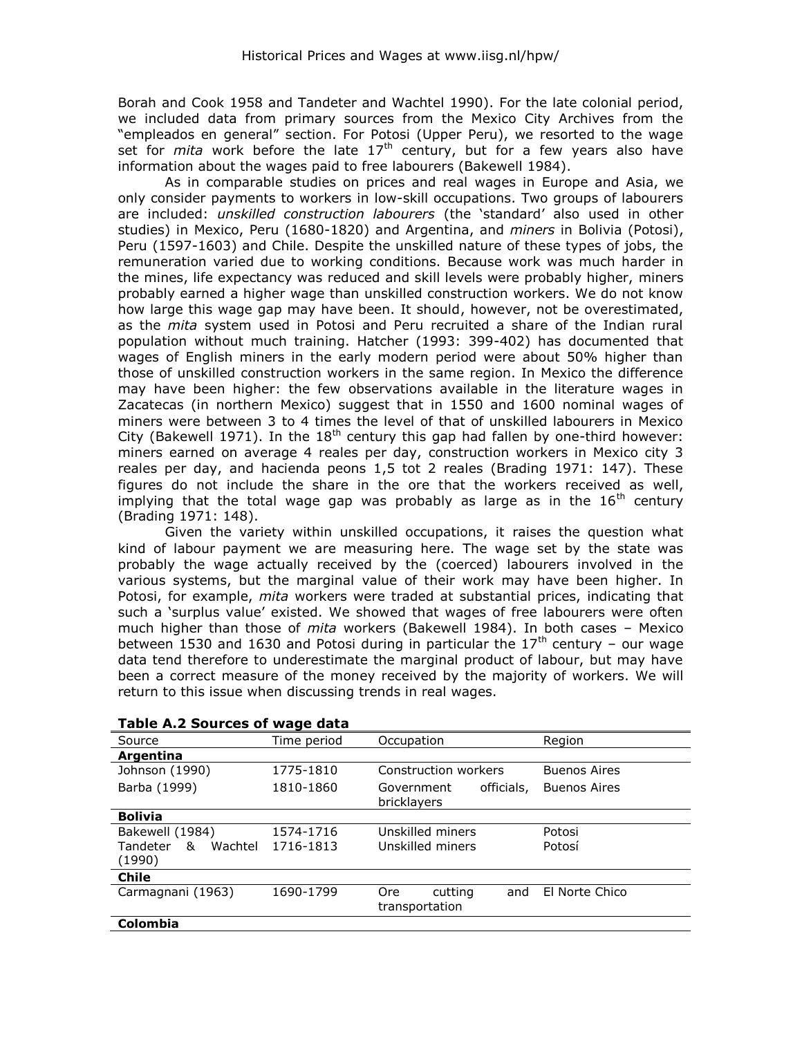Borah and Cook 1958 and Tandeter and Wachtel 1990). For the late colonial period, we included data from primary sources from the Mexico City Archives from the "empleados en general" section. For Potosi (Upper Peru), we resorted to the wage set for *mita* work before the late 17th century, but for a few years also have information about the wages paid to free labourers (Bakewell 1984).

As in comparable studies on prices and real wages in Europe and Asia, we only consider payments to workers in low-skill occupations. Two groups of labourers are included: *unskilled construction labourers* (the 'standard' also used in other studies) in Mexico, Peru (1680-1820) and Argentina, and *miners* in Bolivia (Potosi), Peru (1597-1603) and Chile. Despite the unskilled nature of these types of jobs, the remuneration varied due to working conditions. Because work was much harder in the mines, life expectancy was reduced and skill levels were probably higher, miners probably earned a higher wage than unskilled construction workers. We do not know how large this wage gap may have been. It should, however, not be overestimated, as the *mita* system used in Potosi and Peru recruited a share of the Indian rural population without much training. Hatcher (1993: 399-402) has documented that wages of English miners in the early modern period were about 50% higher than those of unskilled construction workers in the same region. In Mexico the difference may have been higher: the few observations available in the literature wages in Zacatecas (in northern Mexico) suggest that in 1550 and 1600 nominal wages of miners were between 3 to 4 times the level of that of unskilled labourers in Mexico City (Bakewell 1971). In the 18th century this gap had fallen by one-third however: miners earned on average 4 reales per day, construction workers in Mexico city 3 reales per day, and hacienda peons 1,5 tot 2 reales (Brading 1971: 147). These figures do not include the share in the ore that the workers received as well, implying that the total wage gap was probably as large as in the 16th century (Brading 1971: 148).

Given the variety within unskilled occupations, it raises the question what kind of labour payment we are measuring here. The wage set by the state was probably the wage actually received by the (coerced) labourers involved in the various systems, but the marginal value of their work may have been higher. In Potosi, for example, *mita* workers were traded at substantial prices, indicating that such a 'surplus value' existed. We showed that wages of free labourers were often much higher than those of *mita* workers (Bakewell 1984). In both cases – Mexico between 1530 and 1630 and Potosi during in particular the 17th century – our wage data tend therefore to underestimate the marginal product of labour, but may have been a correct measure of the money received by the majority of workers. We will return to this issue when discussing trends in real wages.

**Table A.2 Sources of wage data**

| Source | Time period | Occupation | Region |
|---|---|---|---|
| **Argentina** | | | |
| Johnson (1990) | 1775-1810 | Construction workers | Buenos Aires |
| Barba (1999) | 1810-1860 | Government officials, bricklayers | Buenos Aires |
| **Bolivia** | | | |
| Bakewell (1984) | 1574-1716 | Unskilled miners | Potosi |
| Tandeter & Wachtel (1990) | 1716-1813 | Unskilled miners | Potosí |
| **Chile** | | | |
| Carmagnani (1963) | 1690-1799 | Ore cutting and transportation | El Norte Chico |
| **Colombia** | | | |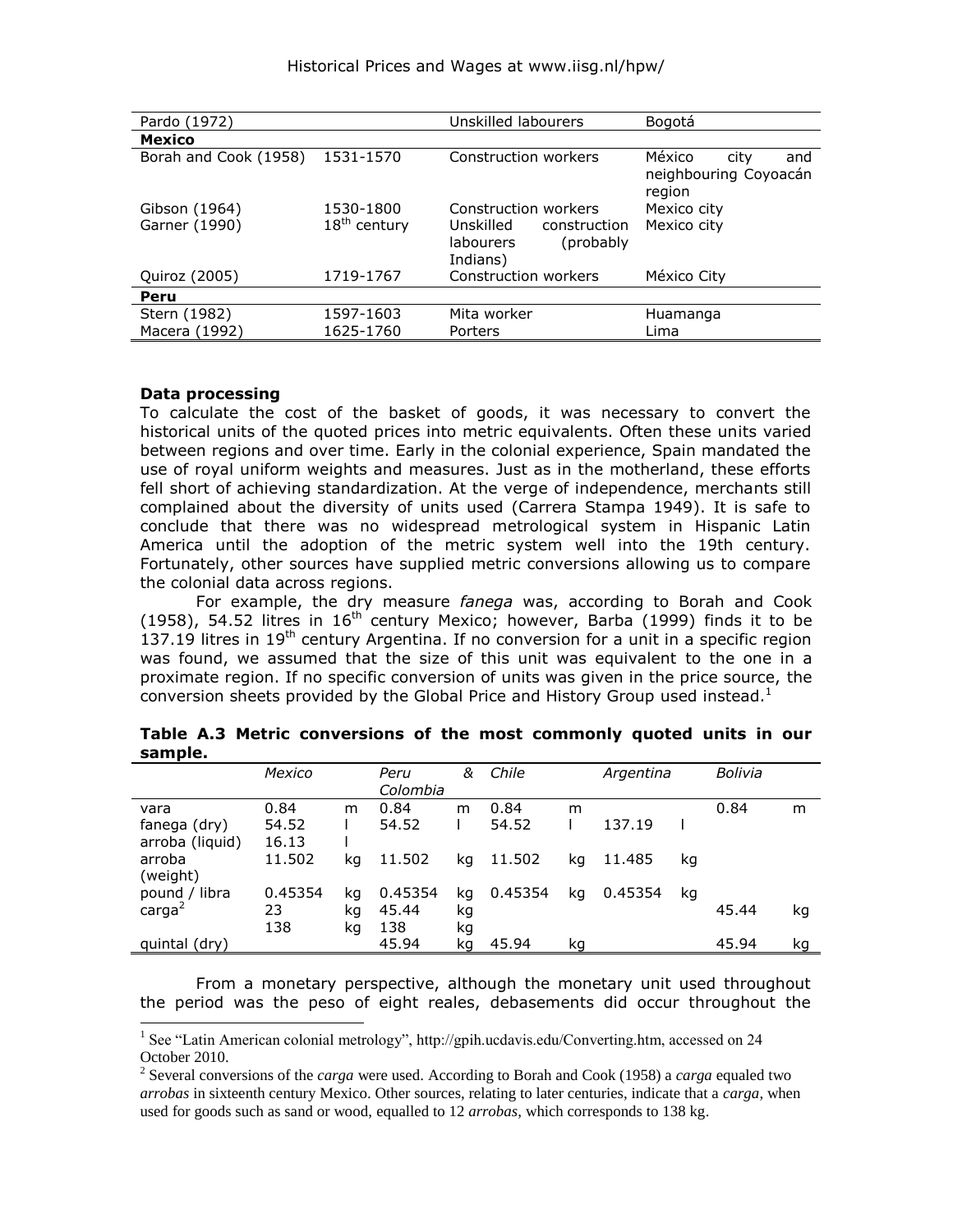| | | | |
|---|---|---|---|
| Pardo (1972) | | Unskilled labourers | Bogotá |
| **Mexico** | | | |
| Borah and Cook (1958) | 1531-1570 | Construction workers | México city and neighbouring Coyoacán region |
| Gibson (1964) | 1530-1800 | Construction workers | Mexico city |
| Garner (1990) | 18th century | Unskilled construction labourers (probably Indians) | Mexico city |
| Quiroz (2005) | 1719-1767 | Construction workers | México City |
| **Peru** | | | |
| Stern (1982) | 1597-1603 | Mita worker | Huamanga |
| Macera (1992) | 1625-1760 | Porters | Lima |

### Data processing

To calculate the cost of the basket of goods, it was necessary to convert the historical units of the quoted prices into metric equivalents. Often these units varied between regions and over time. Early in the colonial experience, Spain mandated the use of royal uniform weights and measures. Just as in the motherland, these efforts fell short of achieving standardization. At the verge of independence, merchants still complained about the diversity of units used (Carrera Stampa 1949). It is safe to conclude that there was no widespread metrological system in Hispanic Latin America until the adoption of the metric system well into the 19th century. Fortunately, other sources have supplied metric conversions allowing us to compare the colonial data across regions.

For example, the dry measure *fanega* was, according to Borah and Cook (1958), 54.52 litres in 16th century Mexico; however, Barba (1999) finds it to be 137.19 litres in 19th century Argentina. If no conversion for a unit in a specific region was found, we assumed that the size of this unit was equivalent to the one in a proximate region. If no specific conversion of units was given in the price source, the conversion sheets provided by the Global Price and History Group used instead.[1]

**Table A.3 Metric conversions of the most commonly quoted units in our sample.**

| | *Mexico* | | *Peru & Colombia* | | *Chile* | | *Argentina* | | *Bolivia* | |
|---|---|---|---|---|---|---|---|---|---|---|
| vara | 0.84 | m | 0.84 | m | 0.84 | m | | | 0.84 | m |
| fanega (dry) | 54.52 | l | 54.52 | l | 54.52 | l | 137.19 | l | | |
| arroba (liquid) | 16.13 | l | | | | | | | | |
| arroba (weight) | 11.502 | kg | 11.502 | kg | 11.502 | kg | 11.485 | kg | | |
| pound / libra | 0.45354 | kg | 0.45354 | kg | 0.45354 | kg | 0.45354 | kg | | |
| carga[2] | 23 | kg | 45.44 | kg | | | | | 45.44 | kg |
| | 138 | kg | 138 | kg | | | | | | |
| quintal (dry) | | | 45.94 | kg | 45.94 | kg | | | 45.94 | kg |

From a monetary perspective, although the monetary unit used throughout the period was the peso of eight reales, debasements did occur throughout the

[1] See "Latin American colonial metrology", http://gpih.ucdavis.edu/Converting.htm, accessed on 24 October 2010.

[2] Several conversions of the *carga* were used. According to Borah and Cook (1958) a *carga* equaled two *arrobas* in sixteenth century Mexico. Other sources, relating to later centuries, indicate that a *carga*, when used for goods such as sand or wood, equalled to 12 *arrobas*, which corresponds to 138 kg.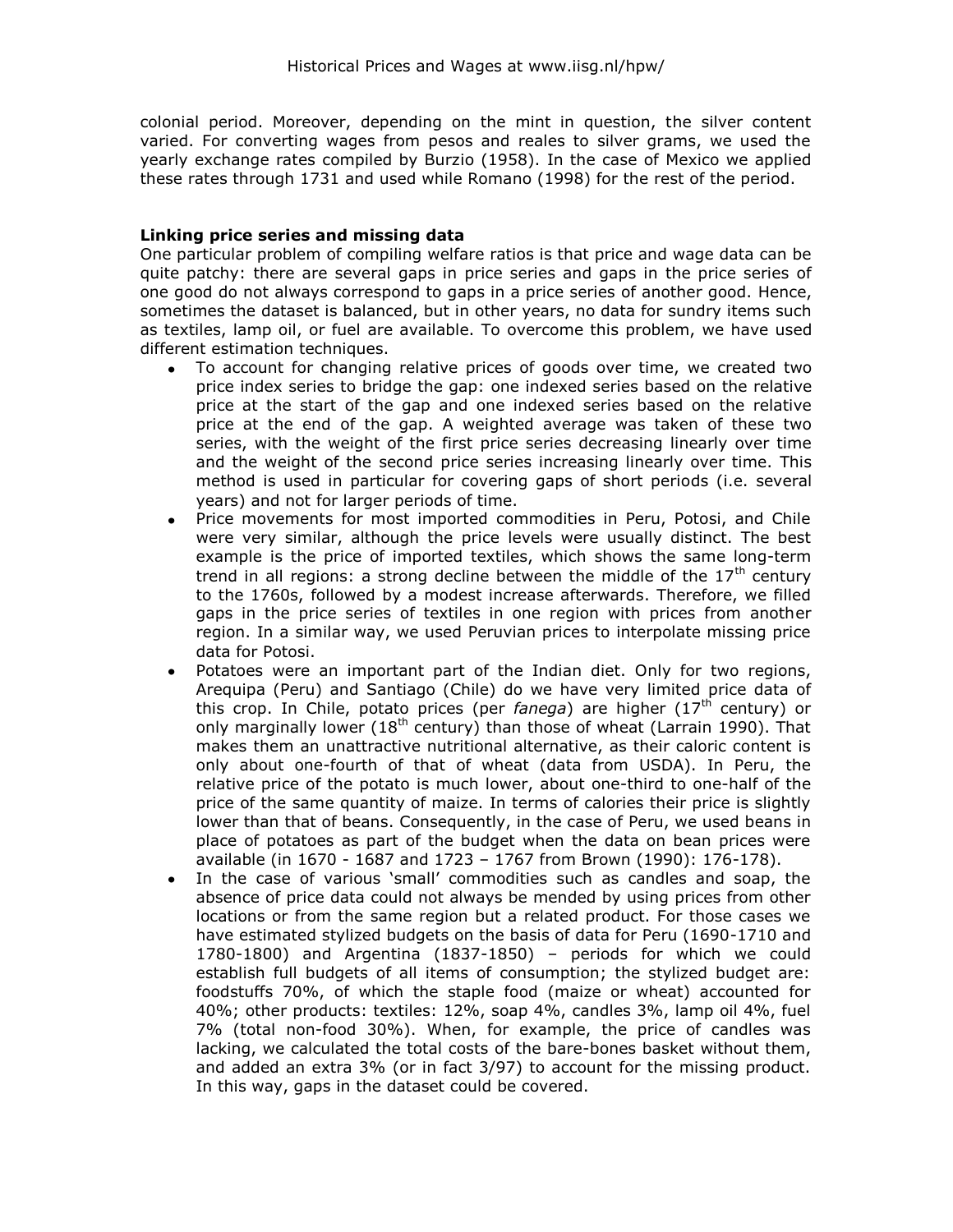colonial period. Moreover, depending on the mint in question, the silver content varied. For converting wages from pesos and reales to silver grams, we used the yearly exchange rates compiled by Burzio (1958). In the case of Mexico we applied these rates through 1731 and used while Romano (1998) for the rest of the period.

**Linking price series and missing data**

One particular problem of compiling welfare ratios is that price and wage data can be quite patchy: there are several gaps in price series and gaps in the price series of one good do not always correspond to gaps in a price series of another good. Hence, sometimes the dataset is balanced, but in other years, no data for sundry items such as textiles, lamp oil, or fuel are available. To overcome this problem, we have used different estimation techniques.

- To account for changing relative prices of goods over time, we created two price index series to bridge the gap: one indexed series based on the relative price at the start of the gap and one indexed series based on the relative price at the end of the gap. A weighted average was taken of these two series, with the weight of the first price series decreasing linearly over time and the weight of the second price series increasing linearly over time. This method is used in particular for covering gaps of short periods (i.e. several years) and not for larger periods of time.
- Price movements for most imported commodities in Peru, Potosi, and Chile were very similar, although the price levels were usually distinct. The best example is the price of imported textiles, which shows the same long-term trend in all regions: a strong decline between the middle of the 17th century to the 1760s, followed by a modest increase afterwards. Therefore, we filled gaps in the price series of textiles in one region with prices from another region. In a similar way, we used Peruvian prices to interpolate missing price data for Potosi.
- Potatoes were an important part of the Indian diet. Only for two regions, Arequipa (Peru) and Santiago (Chile) do we have very limited price data of this crop. In Chile, potato prices (per *fanega*) are higher (17th century) or only marginally lower (18th century) than those of wheat (Larrain 1990). That makes them an unattractive nutritional alternative, as their caloric content is only about one-fourth of that of wheat (data from USDA). In Peru, the relative price of the potato is much lower, about one-third to one-half of the price of the same quantity of maize. In terms of calories their price is slightly lower than that of beans. Consequently, in the case of Peru, we used beans in place of potatoes as part of the budget when the data on bean prices were available (in 1670 - 1687 and 1723 – 1767 from Brown (1990): 176-178).
- In the case of various 'small' commodities such as candles and soap, the absence of price data could not always be mended by using prices from other locations or from the same region but a related product. For those cases we have estimated stylized budgets on the basis of data for Peru (1690-1710 and 1780-1800) and Argentina (1837-1850) – periods for which we could establish full budgets of all items of consumption; the stylized budget are: foodstuffs 70%, of which the staple food (maize or wheat) accounted for 40%; other products: textiles: 12%, soap 4%, candles 3%, lamp oil 4%, fuel 7% (total non-food 30%). When, for example, the price of candles was lacking, we calculated the total costs of the bare-bones basket without them, and added an extra 3% (or in fact 3/97) to account for the missing product. In this way, gaps in the dataset could be covered.